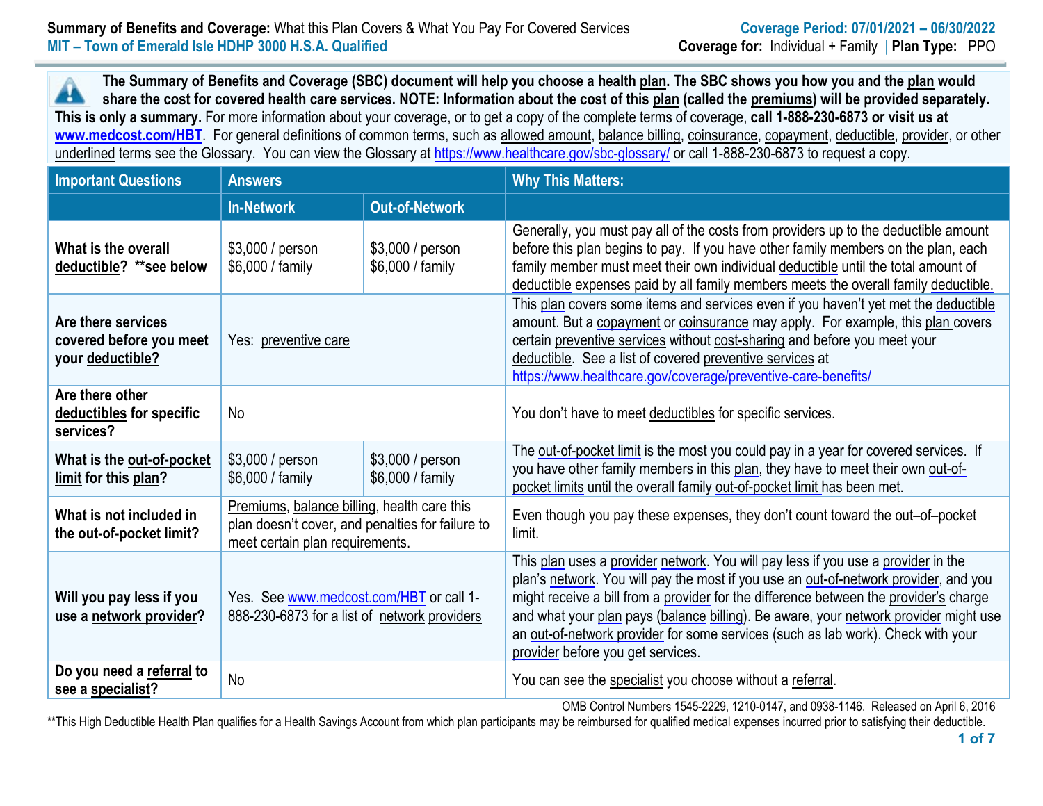**Summary of Benefits and Coverage:** What this Plan Covers & What You Pay For Covered Services

**MIT – Town of Emerald Isle HDHP 3000 H.S.A. Qualified**

**Coverage Period: 07/01/2021 – 06/30/2022**

**Coverage for:** Individual + Family | **Plan Type:** PPO

**The Summary of Benefits and Coverage (SBC) document will help you choose a health plan. The SBC shows you how you and the plan would share the cost for covered health care services. NOTE: Information about the cost of this plan (called the premiums) will be provided separately. This is only a summary.** For more information about your coverage, or to get a copy of the complete terms of coverage, **call 1-888-230-6873 or visit us at www.medcost.com/HBT**. For general definitions of common terms, such as allowed amount, balance billing, coinsurance, copayment, deductible, provider, or other underlined terms see the Glossary. You can view the Glossary at https://www.healthcare.gov/sbc-glossary/ or call 1-888-230-6873 to request a copy.

| Important Questions | Answers | | Why This Matters: |
|---|---|---|---|
| | **In-Network** | **Out-of-Network** | |
| **What is the overall deductible? \*\*see below** | $3,000 / person<br>$6,000 / family | $3,000 / person<br>$6,000 / family | Generally, you must pay all of the costs from providers up to the deductible amount before this plan begins to pay. If you have other family members on the plan, each family member must meet their own individual deductible until the total amount of deductible expenses paid by all family members meets the overall family deductible. |
| **Are there services covered before you meet your deductible?** | Yes: preventive care | | This plan covers some items and services even if you haven't yet met the deductible amount. But a copayment or coinsurance may apply. For example, this plan covers certain preventive services without cost-sharing and before you meet your deductible. See a list of covered preventive services at https://www.healthcare.gov/coverage/preventive-care-benefits/ |
| **Are there other deductibles for specific services?** | No | | You don't have to meet deductibles for specific services. |
| **What is the out-of-pocket limit for this plan?** | $3,000 / person<br>$6,000 / family | $3,000 / person<br>$6,000 / family | The out-of-pocket limit is the most you could pay in a year for covered services. If you have other family members in this plan, they have to meet their own out-of-pocket limits until the overall family out-of-pocket limit has been met. |
| **What is not included in the out-of-pocket limit?** | Premiums, balance billing, health care this plan doesn't cover, and penalties for failure to meet certain plan requirements. | | Even though you pay these expenses, they don't count toward the out–of–pocket limit. |
| **Will you pay less if you use a network provider?** | Yes. See www.medcost.com/HBT or call 1-888-230-6873 for a list of network providers | | This plan uses a provider network. You will pay less if you use a provider in the plan's network. You will pay the most if you use an out-of-network provider, and you might receive a bill from a provider for the difference between the provider's charge and what your plan pays (balance billing). Be aware, your network provider might use an out-of-network provider for some services (such as lab work). Check with your provider before you get services. |
| **Do you need a referral to see a specialist?** | No | | You can see the specialist you choose without a referral. |

OMB Control Numbers 1545-2229, 1210-0147, and 0938-1146. Released on April 6, 2016

\*\*This High Deductible Health Plan qualifies for a Health Savings Account from which plan participants may be reimbursed for qualified medical expenses incurred prior to satisfying their deductible.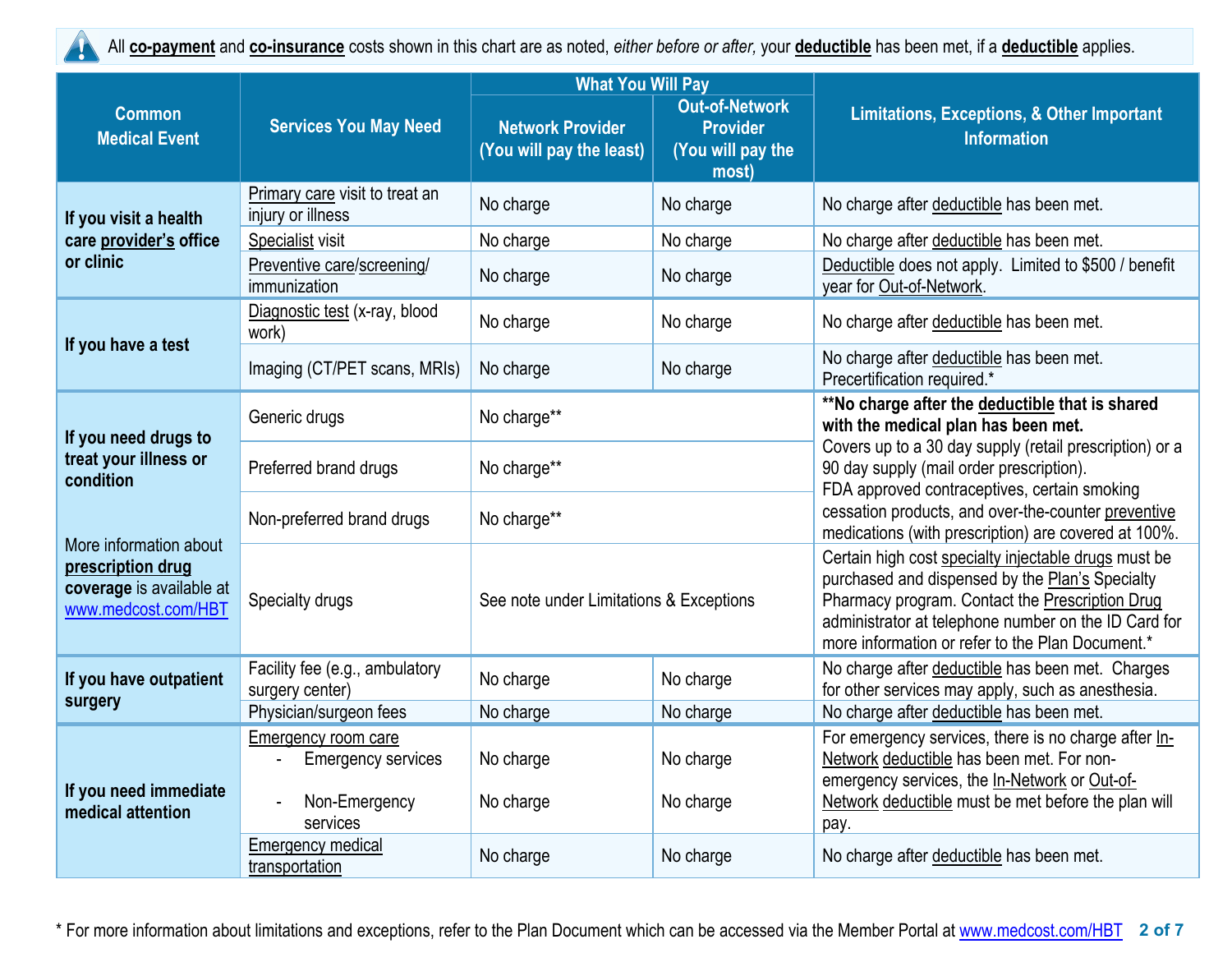All **co-payment** and **co-insurance** costs shown in this chart are as noted, *either before or after,* your **deductible** has been met, if a **deductible** applies.

| Common Medical Event | Services You May Need | What You Will Pay: Network Provider (You will pay the least) | What You Will Pay: Out-of-Network Provider (You will pay the most) | Limitations, Exceptions, & Other Important Information |
|---|---|---|---|---|
| **If you visit a health care provider's office or clinic** | Primary care visit to treat an injury or illness | No charge | No charge | No charge after deductible has been met. |
| | Specialist visit | No charge | No charge | No charge after deductible has been met. |
| | Preventive care/screening/ immunization | No charge | No charge | Deductible does not apply. Limited to $500 / benefit year for Out-of-Network. |
| **If you have a test** | Diagnostic test (x-ray, blood work) | No charge | No charge | No charge after deductible has been met. |
| | Imaging (CT/PET scans, MRIs) | No charge | No charge | No charge after deductible has been met. Precertification required.* |
| **If you need drugs to treat your illness or condition** More information about **prescription drug coverage** is available at www.medcost.com/HBT | Generic drugs | No charge** | | **\*\*No charge after the deductible that is shared with the medical plan has been met.** Covers up to a 30 day supply (retail prescription) or a 90 day supply (mail order prescription). FDA approved contraceptives, certain smoking cessation products, and over-the-counter preventive medications (with prescription) are covered at 100%. |
| | Preferred brand drugs | No charge** | | |
| | Non-preferred brand drugs | No charge** | | |
| | Specialty drugs | See note under Limitations & Exceptions | | Certain high cost specialty injectable drugs must be purchased and dispensed by the Plan's Specialty Pharmacy program. Contact the Prescription Drug administrator at telephone number on the ID Card for more information or refer to the Plan Document.* |
| **If you have outpatient surgery** | Facility fee (e.g., ambulatory surgery center) | No charge | No charge | No charge after deductible has been met. Charges for other services may apply, such as anesthesia. |
| | Physician/surgeon fees | No charge | No charge | No charge after deductible has been met. |
| **If you need immediate medical attention** | Emergency room care<br>- Emergency services<br>- Non-Emergency services | <br>No charge<br>No charge | <br>No charge<br>No charge | For emergency services, there is no charge after In-Network deductible has been met. For non-emergency services, the In-Network or Out-of-Network deductible must be met before the plan will pay. |
| | Emergency medical transportation | No charge | No charge | No charge after deductible has been met. |

\* For more information about limitations and exceptions, refer to the Plan Document which can be accessed via the Member Portal at www.medcost.com/HBT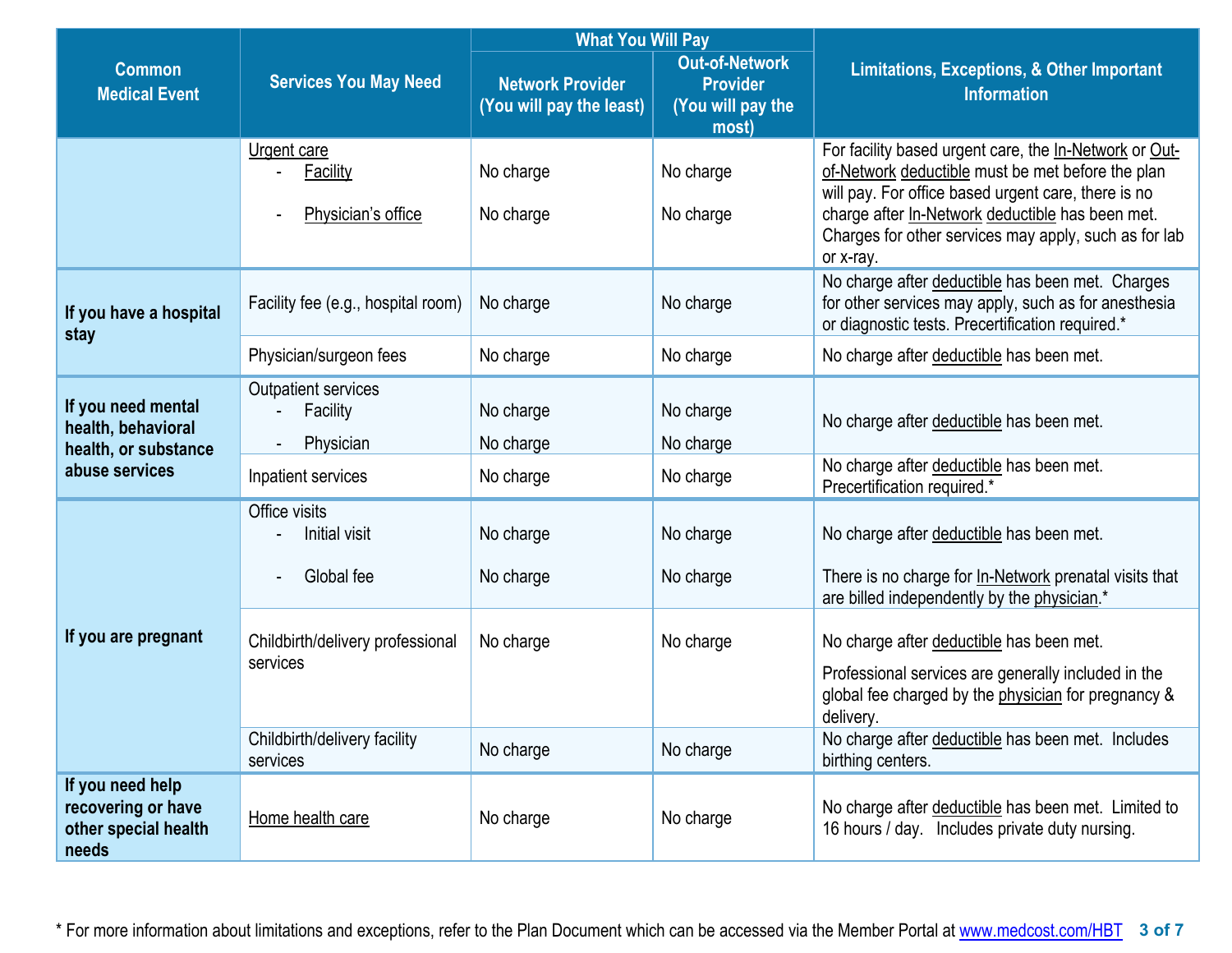| Common Medical Event | Services You May Need | What You Will Pay | | Limitations, Exceptions, & Other Important Information |
|---|---|---|---|---|
| | | Network Provider (You will pay the least) | Out-of-Network Provider (You will pay the most) | |
| | Urgent care<br>- Facility<br>- Physician's office | <br>No charge<br>No charge | <br>No charge<br>No charge | For facility based urgent care, the In-Network or Out-of-Network deductible must be met before the plan will pay. For office based urgent care, there is no charge after In-Network deductible has been met. Charges for other services may apply, such as for lab or x-ray. |
| If you have a hospital stay | Facility fee (e.g., hospital room) | No charge | No charge | No charge after deductible has been met. Charges for other services may apply, such as for anesthesia or diagnostic tests. Precertification required.* |
| | Physician/surgeon fees | No charge | No charge | No charge after deductible has been met. |
| If you need mental health, behavioral health, or substance abuse services | Outpatient services<br>- Facility<br>- Physician | <br>No charge<br>No charge | <br>No charge<br>No charge | No charge after deductible has been met. |
| | Inpatient services | No charge | No charge | No charge after deductible has been met. Precertification required.* |
| If you are pregnant | Office visits<br>- Initial visit<br>- Global fee | <br>No charge<br>No charge | <br>No charge<br>No charge | No charge after deductible has been met.<br>There is no charge for In-Network prenatal visits that are billed independently by the physician.* |
| | Childbirth/delivery professional services | No charge | No charge | No charge after deductible has been met.<br>Professional services are generally included in the global fee charged by the physician for pregnancy & delivery. |
| | Childbirth/delivery facility services | No charge | No charge | No charge after deductible has been met. Includes birthing centers. |
| If you need help recovering or have other special health needs | Home health care | No charge | No charge | No charge after deductible has been met. Limited to 16 hours / day. Includes private duty nursing. |

* For more information about limitations and exceptions, refer to the Plan Document which can be accessed via the Member Portal at www.medcost.com/HBT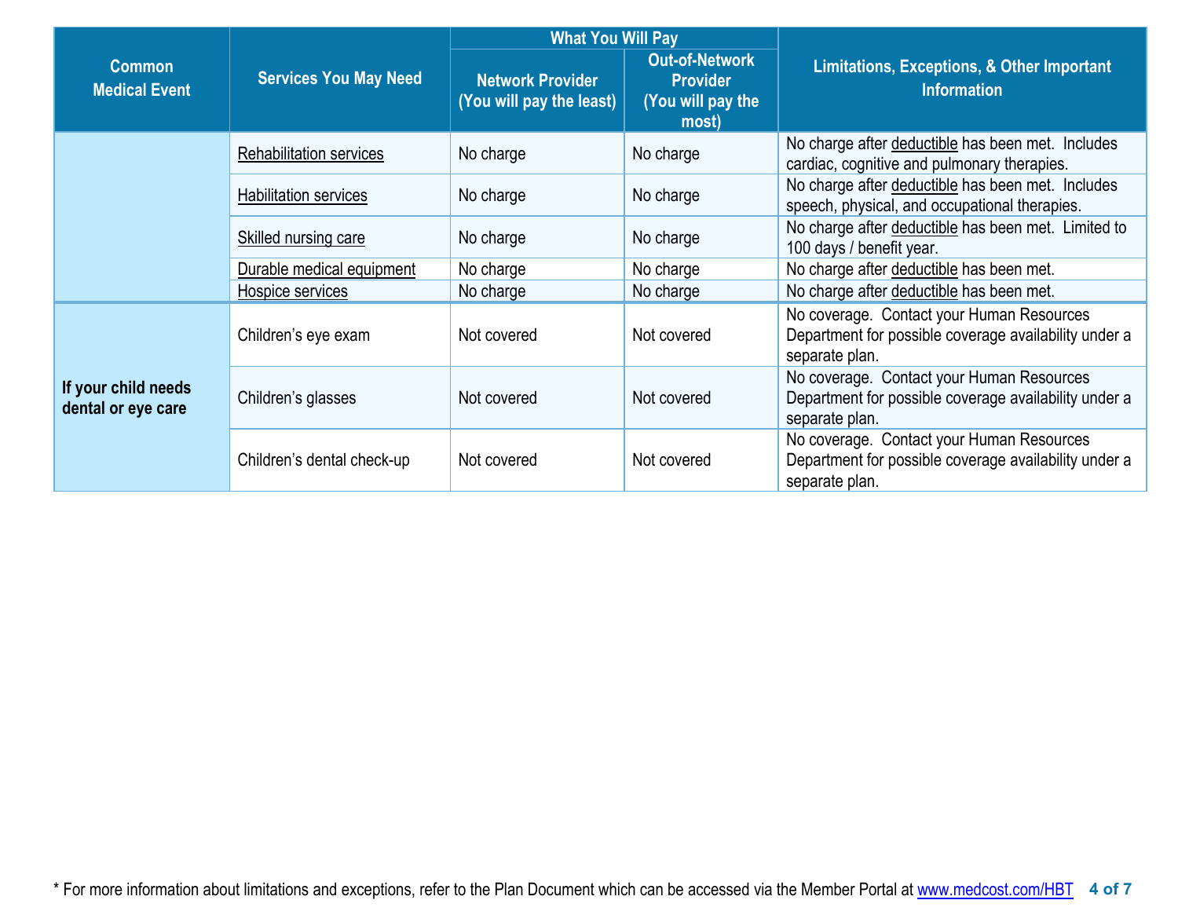| Common Medical Event | Services You May Need | What You Will Pay | | Limitations, Exceptions, & Other Important Information |
|---|---|---|---|---|
| | | Network Provider (You will pay the least) | Out-of-Network Provider (You will pay the most) | |
| | Rehabilitation services | No charge | No charge | No charge after deductible has been met. Includes cardiac, cognitive and pulmonary therapies. |
| | Habilitation services | No charge | No charge | No charge after deductible has been met. Includes speech, physical, and occupational therapies. |
| | Skilled nursing care | No charge | No charge | No charge after deductible has been met. Limited to 100 days / benefit year. |
| | Durable medical equipment | No charge | No charge | No charge after deductible has been met. |
| | Hospice services | No charge | No charge | No charge after deductible has been met. |
| **If your child needs dental or eye care** | Children's eye exam | Not covered | Not covered | No coverage. Contact your Human Resources Department for possible coverage availability under a separate plan. |
| | Children's glasses | Not covered | Not covered | No coverage. Contact your Human Resources Department for possible coverage availability under a separate plan. |
| | Children's dental check-up | Not covered | Not covered | No coverage. Contact your Human Resources Department for possible coverage availability under a separate plan. |

* For more information about limitations and exceptions, refer to the Plan Document which can be accessed via the Member Portal at www.medcost.com/HBT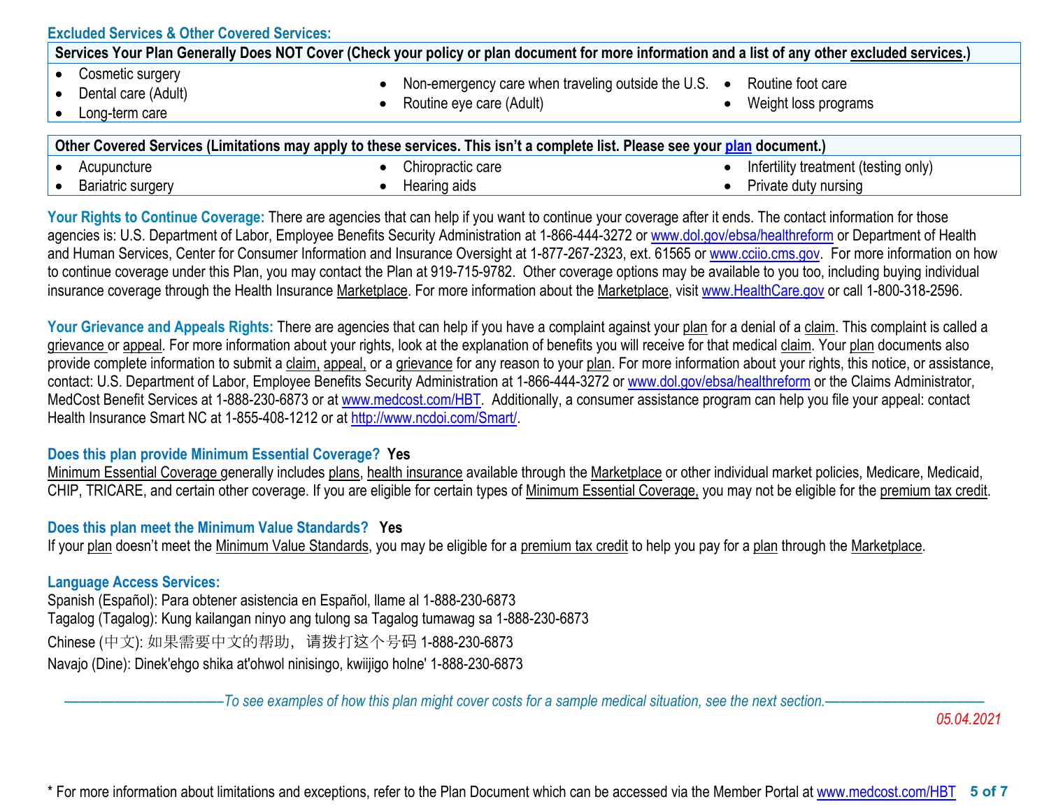## Excluded Services & Other Covered Services:

| Services Your Plan Generally Does NOT Cover (Check your policy or plan document for more information and a list of any other excluded services.) | | |
|---|---|---|
| • Cosmetic surgery<br>• Dental care (Adult)<br>• Long-term care | • Non-emergency care when traveling outside the U.S.<br>• Routine eye care (Adult) | • Routine foot care<br>• Weight loss programs |

| Other Covered Services (Limitations may apply to these services. This isn't a complete list. Please see your plan document.) | | |
|---|---|---|
| • Acupuncture<br>• Bariatric surgery | • Chiropractic care<br>• Hearing aids | • Infertility treatment (testing only)<br>• Private duty nursing |

**Your Rights to Continue Coverage:** There are agencies that can help if you want to continue your coverage after it ends. The contact information for those agencies is: U.S. Department of Labor, Employee Benefits Security Administration at 1-866-444-3272 or www.dol.gov/ebsa/healthreform or Department of Health and Human Services, Center for Consumer Information and Insurance Oversight at 1-877-267-2323, ext. 61565 or www.cciio.cms.gov. For more information on how to continue coverage under this Plan, you may contact the Plan at 919-715-9782. Other coverage options may be available to you too, including buying individual insurance coverage through the Health Insurance Marketplace. For more information about the Marketplace, visit www.HealthCare.gov or call 1-800-318-2596.

**Your Grievance and Appeals Rights:** There are agencies that can help if you have a complaint against your plan for a denial of a claim. This complaint is called a grievance or appeal. For more information about your rights, look at the explanation of benefits you will receive for that medical claim. Your plan documents also provide complete information to submit a claim, appeal, or a grievance for any reason to your plan. For more information about your rights, this notice, or assistance, contact: U.S. Department of Labor, Employee Benefits Security Administration at 1-866-444-3272 or www.dol.gov/ebsa/healthreform or the Claims Administrator, MedCost Benefit Services at 1-888-230-6873 or at www.medcost.com/HBT. Additionally, a consumer assistance program can help you file your appeal: contact Health Insurance Smart NC at 1-855-408-1212 or at http://www.ncdoi.com/Smart/.

**Does this plan provide Minimum Essential Coverage? Yes**

Minimum Essential Coverage generally includes plans, health insurance available through the Marketplace or other individual market policies, Medicare, Medicaid, CHIP, TRICARE, and certain other coverage. If you are eligible for certain types of Minimum Essential Coverage, you may not be eligible for the premium tax credit.

**Does this plan meet the Minimum Value Standards? Yes**

If your plan doesn't meet the Minimum Value Standards, you may be eligible for a premium tax credit to help you pay for a plan through the Marketplace.

**Language Access Services:**

Spanish (Español): Para obtener asistencia en Español, llame al 1-888-230-6873
Tagalog (Tagalog): Kung kailangan ninyo ang tulong sa Tagalog tumawag sa 1-888-230-6873
Chinese (中文): 如果需要中文的帮助，请拨打这个号码 1-888-230-6873
Navajo (Dine): Dinek'ehgo shika at'ohwol ninisingo, kwiijigo holne' 1-888-230-6873

*——————————To see examples of how this plan might cover costs for a sample medical situation, see the next section.——————————*

*05.04.2021*

\* For more information about limitations and exceptions, refer to the Plan Document which can be accessed via the Member Portal at www.medcost.com/HBT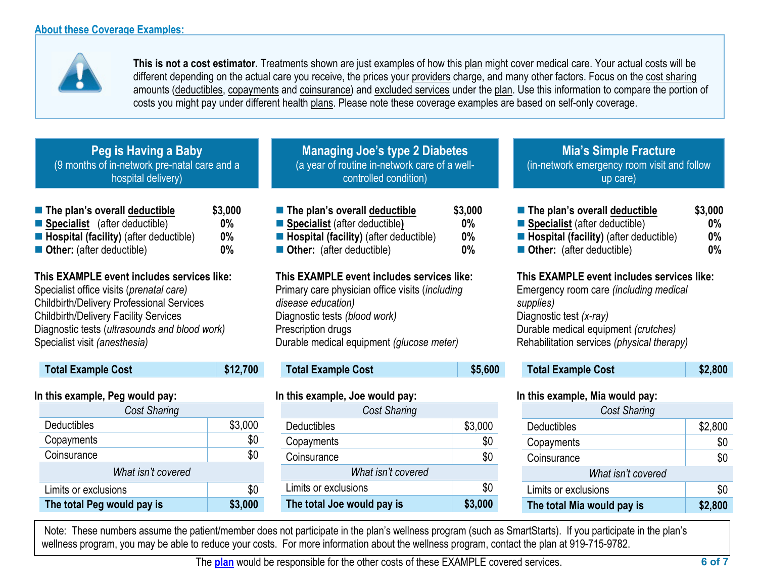### About these Coverage Examples:

**This is not a cost estimator.** Treatments shown are just examples of how this plan might cover medical care. Your actual costs will be different depending on the actual care you receive, the prices your providers charge, and many other factors. Focus on the cost sharing amounts (deductibles, copayments and coinsurance) and excluded services under the plan. Use this information to compare the portion of costs you might pay under different health plans. Please note these coverage examples are based on self-only coverage.

## Peg is Having a Baby

(9 months of in-network pre-natal care and a hospital delivery)

- **The plan's overall deductible** — **$3,000**
- **Specialist** (after deductible) — **0%**
- **Hospital (facility)** (after deductible) — **0%**
- **Other:** (after deductible) — **0%**

**This EXAMPLE event includes services like:**
Specialist office visits (*prenatal care)*
Childbirth/Delivery Professional Services
Childbirth/Delivery Facility Services
Diagnostic tests (*ultrasounds and blood work)*
Specialist visit *(anesthesia)*

| **Total Example Cost** | **$12,700** |
|---|---|

**In this example, Peg would pay:**

| *Cost Sharing* | |
|---|---|
| Deductibles | $3,000 |
| Copayments | $0 |
| Coinsurance | $0 |
| *What isn't covered* | |
| Limits or exclusions | $0 |
| **The total Peg would pay is** | **$3,000** |

## Managing Joe's type 2 Diabetes

(a year of routine in-network care of a well-controlled condition)

- **The plan's overall deductible** — **$3,000**
- **Specialist** (after deductible) — **0%**
- **Hospital (facility)** (after deductible) — **0%**
- **Other:** (after deductible) — **0%**

**This EXAMPLE event includes services like:**
Primary care physician office visits (*including disease education)*
Diagnostic tests *(blood work)*
Prescription drugs
Durable medical equipment *(glucose meter)*

| **Total Example Cost** | **$5,600** |
|---|---|

**In this example, Joe would pay:**

| *Cost Sharing* | |
|---|---|
| Deductibles | $3,000 |
| Copayments | $0 |
| Coinsurance | $0 |
| *What isn't covered* | |
| Limits or exclusions | $0 |
| **The total Joe would pay is** | **$3,000** |

## Mia's Simple Fracture

(in-network emergency room visit and follow up care)

- **The plan's overall deductible** — **$3,000**
- **Specialist** (after deductible) — **0%**
- **Hospital (facility)** (after deductible) — **0%**
- **Other:** (after deductible) — **0%**

**This EXAMPLE event includes services like:**
Emergency room care *(including medical supplies)*
Diagnostic test *(x-ray)*
Durable medical equipment *(crutches)*
Rehabilitation services *(physical therapy)*

| **Total Example Cost** | **$2,800** |
|---|---|

**In this example, Mia would pay:**

| *Cost Sharing* | |
|---|---|
| Deductibles | $2,800 |
| Copayments | $0 |
| Coinsurance | $0 |
| *What isn't covered* | |
| Limits or exclusions | $0 |
| **The total Mia would pay is** | **$2,800** |

Note: These numbers assume the patient/member does not participate in the plan's wellness program (such as SmartStarts). If you participate in the plan's wellness program, you may be able to reduce your costs. For more information about the wellness program, contact the plan at 919-715-9782.

The plan would be responsible for the other costs of these EXAMPLE covered services.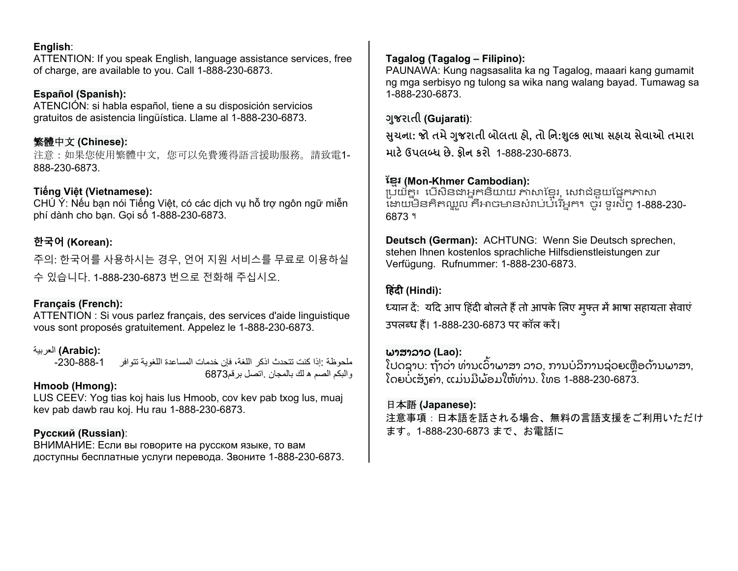**English**:
ATTENTION: If you speak English, language assistance services, free of charge, are available to you. Call 1-888-230-6873.

**Español (Spanish):**
ATENCIÓN: si habla español, tiene a su disposición servicios gratuitos de asistencia lingüística. Llame al 1-888-230-6873.

**繁體中文 (Chinese):**
注意：如果您使用繁體中文，您可以免費獲得語言援助服務。請致電1-888-230-6873.

**Tiếng Việt (Vietnamese):**
CHÚ Ý: Nếu bạn nói Tiếng Việt, có các dịch vụ hỗ trợ ngôn ngữ miễn phí dành cho bạn. Gọi số 1-888-230-6873.

**한국어 (Korean):**
주의: 한국어를 사용하시는 경우, 언어 지원 서비스를 무료로 이용하실 수 있습니다. 1-888-230-6873 번으로 전화해 주십시오.

**Français (French):**
ATTENTION : Si vous parlez français, des services d'aide linguistique vous sont proposés gratuitement. Appelez le 1-888-230-6873.

العربية **(Arabic):**
ملحوظة :إذا كنت تتحدث اذكر اللغة، فإن خدمات المساعدة اللغوية تتوافر لك بالمجان .اتصل برقم 1-888-230-6873 (رقم هاتف الصم والبكم

**Hmoob (Hmong):**
LUS CEEV: Yog tias koj hais lus Hmoob, cov kev pab txog lus, muaj kev pab dawb rau koj. Hu rau 1-888-230-6873.

**Русский (Russian)**:
ВНИМАНИЕ: Если вы говорите на русском языке, то вам доступны бесплатные услуги перевода. Звоните 1-888-230-6873.

**Tagalog (Tagalog – Filipino):**
PAUNAWA: Kung nagsasalita ka ng Tagalog, maaari kang gumamit ng mga serbisyo ng tulong sa wika nang walang bayad. Tumawag sa 1-888-230-6873.

**ગુજરાતી (Gujarati)**:
સુચના: જો તમે ગુજરાતી બોલતા હો, તો નિ:શુલ્ક ભાષા સહાય સેવાઓ તમારા માટે ઉપલબ્ધ છે. ફોન કરો 1-888-230-6873.

**ខ្មែរ (Mon-Khmer Cambodian):**
ប្រយ័ត្ន៖ បើសិនជាអ្នកនិយាយ ភាសាខ្មែរ, សេវាជំនួយផ្នែកភាសា ដោយមិនគិតឈ្នួល គឺអាចមានសំរាប់បំរើអ្នក។ ចូរ ទូរស័ព្ទ 1-888-230-6873 ។

**Deutsch (German):** ACHTUNG: Wenn Sie Deutsch sprechen, stehen Ihnen kostenlos sprachliche Hilfsdienstleistungen zur Verfügung. Rufnummer: 1-888-230-6873.

**हिंदी (Hindi):**
ध्यान दें: यदि आप हिंदी बोलते हैं तो आपके लिए मुफ्त में भाषा सहायता सेवाएं उपलब्ध हैं। 1-888-230-6873 पर कॉल करें।

**ພາສາລາວ (Lao):**
ໂປດຊາບ: ຖ້າວ່າ ທ່ານເວົ້າພາສາ ລາວ, ການບໍລິການຊ່ວຍເຫຼືອດ້ານພາສາ, ໂດຍບໍ່ເສັຽຄ່າ, ແມ່ນມີພ້ອມໃຫ້ທ່ານ. ໂທຣ 1-888-230-6873.

**日本語 (Japanese):**
注意事項：日本語を話される場合、無料の言語支援をご利用いただけます。1-888-230-6873 まで、お電話に